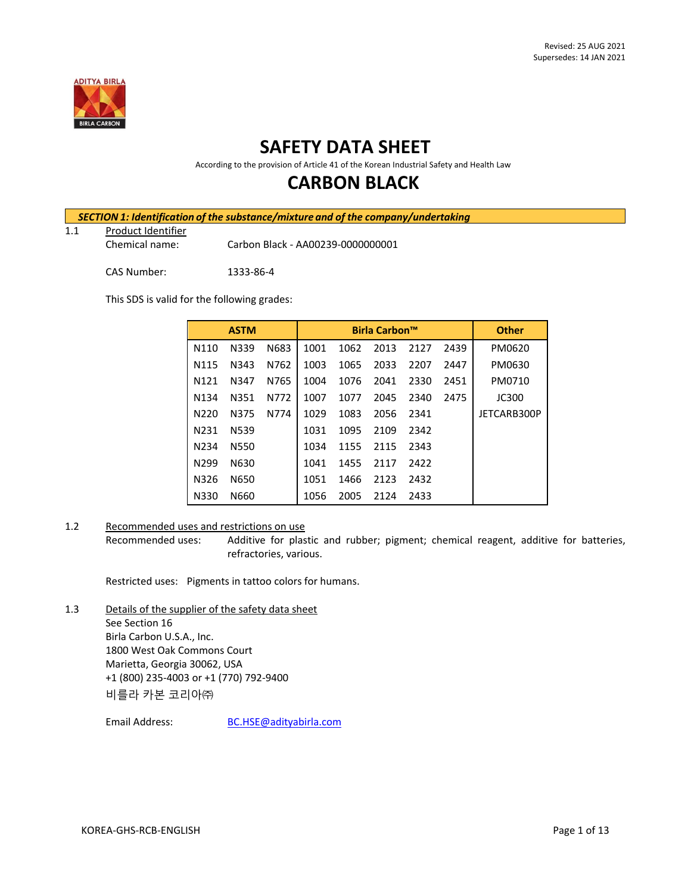Revised: 25 AUG 2021
Supersedes: 14 JAN 2021

# SAFETY DATA SHEET

According to the provision of Article 41 of the Korean Industrial Safety and Health Law

# CARBON BLACK

## *SECTION 1: Identification of the substance/mixture and of the company/undertaking*

1.1 Product Identifier

Chemical name: Carbon Black - AA00239-0000000001

CAS Number: 1333-86-4

This SDS is valid for the following grades:

| ASTM | | | Birla Carbon™ | | | | | Other |
|---|---|---|---|---|---|---|---|---|
| N110 | N339 | N683 | 1001 | 1062 | 2013 | 2127 | 2439 | PM0620 |
| N115 | N343 | N762 | 1003 | 1065 | 2033 | 2207 | 2447 | PM0630 |
| N121 | N347 | N765 | 1004 | 1076 | 2041 | 2330 | 2451 | PM0710 |
| N134 | N351 | N772 | 1007 | 1077 | 2045 | 2340 | 2475 | JC300 |
| N220 | N375 | N774 | 1029 | 1083 | 2056 | 2341 | | JETCARB300P |
| N231 | N539 | | 1031 | 1095 | 2109 | 2342 | | |
| N234 | N550 | | 1034 | 1155 | 2115 | 2343 | | |
| N299 | N630 | | 1041 | 1455 | 2117 | 2422 | | |
| N326 | N650 | | 1051 | 1466 | 2123 | 2432 | | |
| N330 | N660 | | 1056 | 2005 | 2124 | 2433 | | |

1.2 Recommended uses and restrictions on use

Recommended uses: Additive for plastic and rubber; pigment; chemical reagent, additive for batteries, refractories, various.

Restricted uses: Pigments in tattoo colors for humans.

1.3 Details of the supplier of the safety data sheet

See Section 16
Birla Carbon U.S.A., Inc.
1800 West Oak Commons Court
Marietta, Georgia 30062, USA
+1 (800) 235-4003 or +1 (770) 792-9400
비를라 카본 코리아㈜

Email Address: BC.HSE@adityabirla.com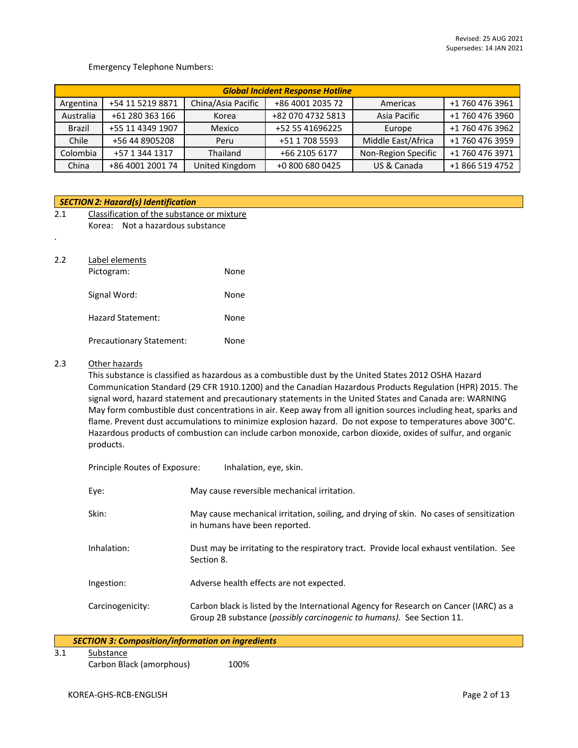Revised: 25 AUG 2021
Supersedes: 14 JAN 2021

Emergency Telephone Numbers:

| ***Global Incident Response Hotline*** | | | | | |
|---|---|---|---|---|---|
| Argentina | +54 11 5219 8871 | China/Asia Pacific | +86 4001 2035 72 | Americas | +1 760 476 3961 |
| Australia | +61 280 363 166 | Korea | +82 070 4732 5813 | Asia Pacific | +1 760 476 3960 |
| Brazil | +55 11 4349 1907 | Mexico | +52 55 41696225 | Europe | +1 760 476 3962 |
| Chile | +56 44 8905208 | Peru | +51 1 708 5593 | Middle East/Africa | +1 760 476 3959 |
| Colombia | +57 1 344 1317 | Thailand | +66 2105 6177 | Non-Region Specific | +1 760 476 3971 |
| China | +86 4001 2001 74 | United Kingdom | +0 800 680 0425 | US & Canada | +1 866 519 4752 |

## *SECTION 2: Hazard(s) Identification*

2.1 Classification of the substance or mixture

Korea: Not a hazardous substance

.

2.2 Label elements

Pictogram: None

Signal Word: None

Hazard Statement: None

Precautionary Statement: None

2.3 Other hazards

This substance is classified as hazardous as a combustible dust by the United States 2012 OSHA Hazard Communication Standard (29 CFR 1910.1200) and the Canadian Hazardous Products Regulation (HPR) 2015. The signal word, hazard statement and precautionary statements in the United States and Canada are: WARNING May form combustible dust concentrations in air. Keep away from all ignition sources including heat, sparks and flame. Prevent dust accumulations to minimize explosion hazard. Do not expose to temperatures above 300°C. Hazardous products of combustion can include carbon monoxide, carbon dioxide, oxides of sulfur, and organic products.

Principle Routes of Exposure: Inhalation, eye, skin.

Eye: May cause reversible mechanical irritation.

Skin: May cause mechanical irritation, soiling, and drying of skin. No cases of sensitization in humans have been reported.

Inhalation: Dust may be irritating to the respiratory tract. Provide local exhaust ventilation. See Section 8.

Ingestion: Adverse health effects are not expected.

Carcinogenicity: Carbon black is listed by the International Agency for Research on Cancer (IARC) as a Group 2B substance (*possibly carcinogenic to humans).* See Section 11.

## *SECTION 3: Composition/information on ingredients*

3.1 Substance

Carbon Black (amorphous) 100%

KOREA-GHS-RCB-ENGLISH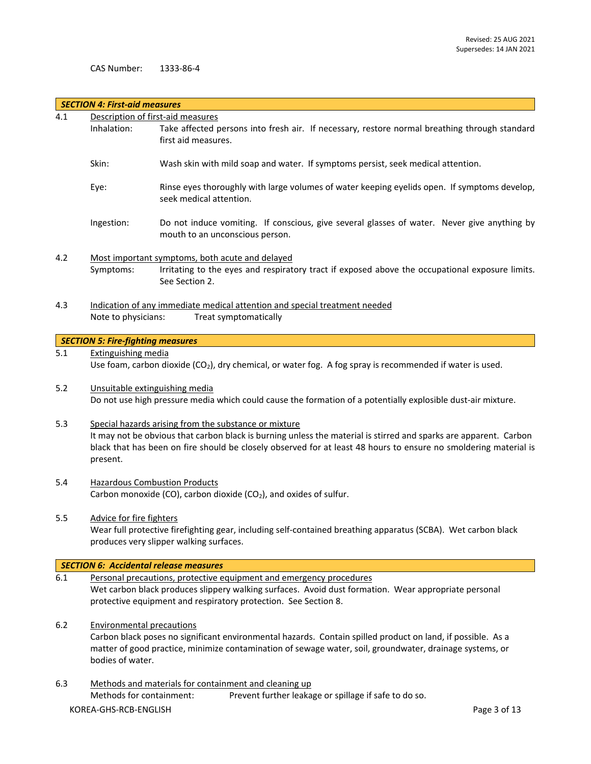CAS Number: 1333-86-4

## *SECTION 4: First-aid measures*

4.1 Description of first-aid measures

Inhalation: Take affected persons into fresh air. If necessary, restore normal breathing through standard first aid measures.

Skin: Wash skin with mild soap and water. If symptoms persist, seek medical attention.

Eye: Rinse eyes thoroughly with large volumes of water keeping eyelids open. If symptoms develop, seek medical attention.

Ingestion: Do not induce vomiting. If conscious, give several glasses of water. Never give anything by mouth to an unconscious person.

4.2 Most important symptoms, both acute and delayed

Symptoms: Irritating to the eyes and respiratory tract if exposed above the occupational exposure limits. See Section 2.

4.3 Indication of any immediate medical attention and special treatment needed

Note to physicians: Treat symptomatically

## *SECTION 5: Fire-fighting measures*

5.1 Extinguishing media

Use foam, carbon dioxide ($CO_2$), dry chemical, or water fog. A fog spray is recommended if water is used.

5.2 Unsuitable extinguishing media

Do not use high pressure media which could cause the formation of a potentially explosible dust-air mixture.

5.3 Special hazards arising from the substance or mixture

It may not be obvious that carbon black is burning unless the material is stirred and sparks are apparent. Carbon black that has been on fire should be closely observed for at least 48 hours to ensure no smoldering material is present.

5.4 Hazardous Combustion Products

Carbon monoxide (CO), carbon dioxide ($CO_2$), and oxides of sulfur.

5.5 Advice for fire fighters

Wear full protective firefighting gear, including self-contained breathing apparatus (SCBA). Wet carbon black produces very slipper walking surfaces.

## *SECTION 6: Accidental release measures*

6.1 Personal precautions, protective equipment and emergency procedures

Wet carbon black produces slippery walking surfaces. Avoid dust formation. Wear appropriate personal protective equipment and respiratory protection. See Section 8.

6.2 Environmental precautions

Carbon black poses no significant environmental hazards. Contain spilled product on land, if possible. As a matter of good practice, minimize contamination of sewage water, soil, groundwater, drainage systems, or bodies of water.

6.3 Methods and materials for containment and cleaning up

Methods for containment: Prevent further leakage or spillage if safe to do so.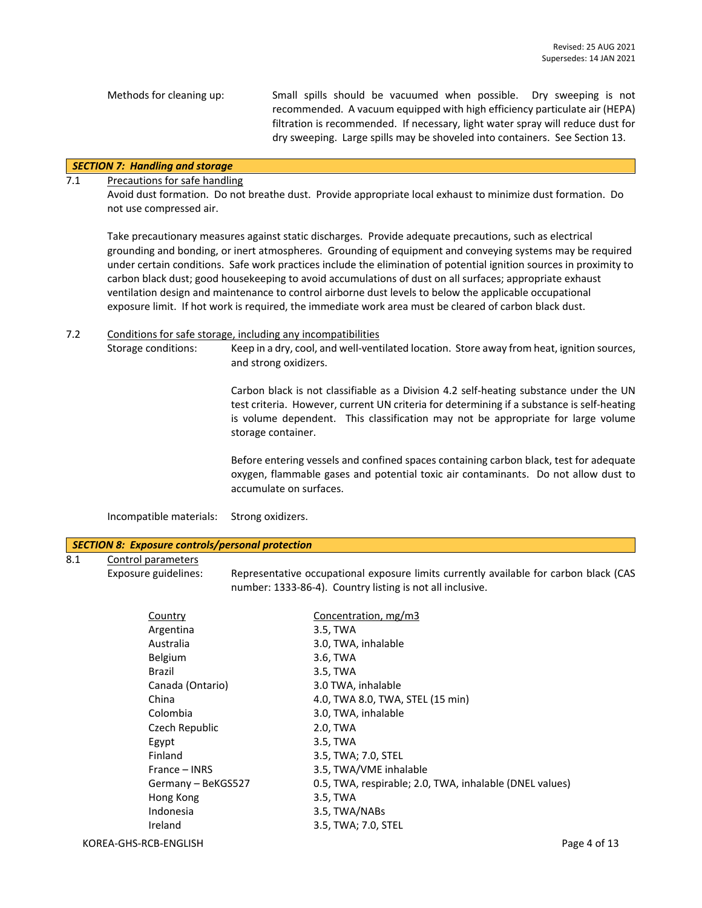Methods for cleaning up: Small spills should be vacuumed when possible. Dry sweeping is not recommended. A vacuum equipped with high efficiency particulate air (HEPA) filtration is recommended. If necessary, light water spray will reduce dust for dry sweeping. Large spills may be shoveled into containers. See Section 13.

## *SECTION 7: Handling and storage*

7.1 Precautions for safe handling

Avoid dust formation. Do not breathe dust. Provide appropriate local exhaust to minimize dust formation. Do not use compressed air.

Take precautionary measures against static discharges. Provide adequate precautions, such as electrical grounding and bonding, or inert atmospheres. Grounding of equipment and conveying systems may be required under certain conditions. Safe work practices include the elimination of potential ignition sources in proximity to carbon black dust; good housekeeping to avoid accumulations of dust on all surfaces; appropriate exhaust ventilation design and maintenance to control airborne dust levels to below the applicable occupational exposure limit. If hot work is required, the immediate work area must be cleared of carbon black dust.

7.2 Conditions for safe storage, including any incompatibilities

Storage conditions: Keep in a dry, cool, and well-ventilated location. Store away from heat, ignition sources, and strong oxidizers.

Carbon black is not classifiable as a Division 4.2 self-heating substance under the UN test criteria. However, current UN criteria for determining if a substance is self-heating is volume dependent. This classification may not be appropriate for large volume storage container.

Before entering vessels and confined spaces containing carbon black, test for adequate oxygen, flammable gases and potential toxic air contaminants. Do not allow dust to accumulate on surfaces.

Incompatible materials: Strong oxidizers.

## *SECTION 8: Exposure controls/personal protection*

8.1 Control parameters

Exposure guidelines: Representative occupational exposure limits currently available for carbon black (CAS number: 1333-86-4). Country listing is not all inclusive.

| Country | Concentration, mg/m3 |
|---|---|
| Argentina | 3.5, TWA |
| Australia | 3.0, TWA, inhalable |
| Belgium | 3.6, TWA |
| Brazil | 3.5, TWA |
| Canada (Ontario) | 3.0 TWA, inhalable |
| China | 4.0, TWA 8.0, TWA, STEL (15 min) |
| Colombia | 3.0, TWA, inhalable |
| Czech Republic | 2.0, TWA |
| Egypt | 3.5, TWA |
| Finland | 3.5, TWA; 7.0, STEL |
| France – INRS | 3.5, TWA/VME inhalable |
| Germany – BeKGS527 | 0.5, TWA, respirable; 2.0, TWA, inhalable (DNEL values) |
| Hong Kong | 3.5, TWA |
| Indonesia | 3.5, TWA/NABs |
| Ireland | 3.5, TWA; 7.0, STEL |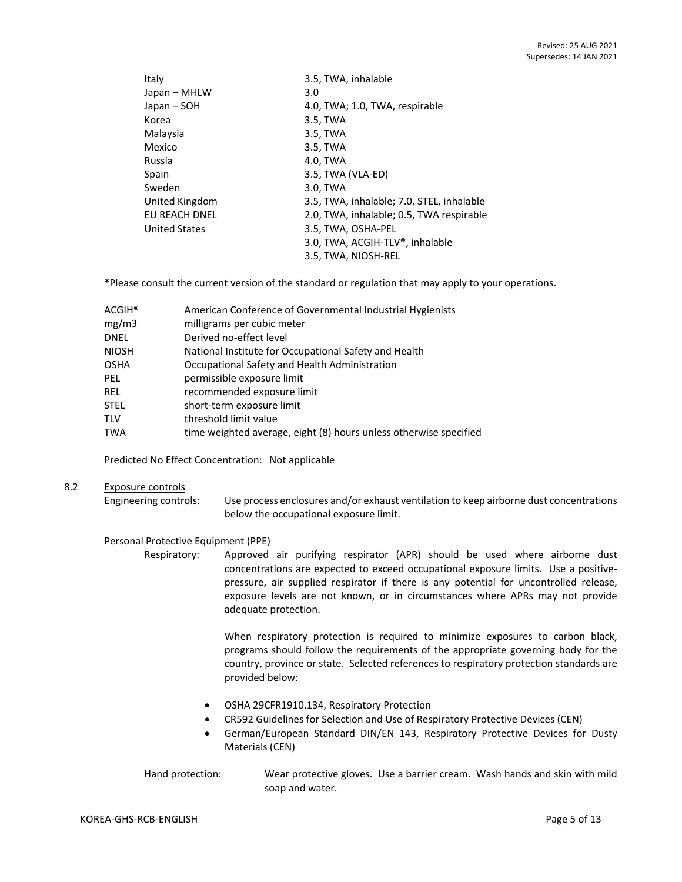| | |
|---|---|
| Italy | 3.5, TWA, inhalable |
| Japan – MHLW | 3.0 |
| Japan – SOH | 4.0, TWA; 1.0, TWA, respirable |
| Korea | 3.5, TWA |
| Malaysia | 3.5, TWA |
| Mexico | 3.5, TWA |
| Russia | 4.0, TWA |
| Spain | 3.5, TWA (VLA-ED) |
| Sweden | 3.0, TWA |
| United Kingdom | 3.5, TWA, inhalable; 7.0, STEL, inhalable |
| EU REACH DNEL | 2.0, TWA, inhalable; 0.5, TWA respirable |
| United States | 3.5, TWA, OSHA-PEL |
| | 3.0, TWA, ACGIH-TLV®, inhalable |
| | 3.5, TWA, NIOSH-REL |

*Please consult the current version of the standard or regulation that may apply to your operations.

| | |
|---|---|
| ACGIH® | American Conference of Governmental Industrial Hygienists |
| mg/m3 | milligrams per cubic meter |
| DNEL | Derived no-effect level |
| NIOSH | National Institute for Occupational Safety and Health |
| OSHA | Occupational Safety and Health Administration |
| PEL | permissible exposure limit |
| REL | recommended exposure limit |
| STEL | short-term exposure limit |
| TLV | threshold limit value |
| TWA | time weighted average, eight (8) hours unless otherwise specified |

Predicted No Effect Concentration: Not applicable

## 8.2 Exposure controls

Engineering controls: Use process enclosures and/or exhaust ventilation to keep airborne dust concentrations below the occupational exposure limit.

Personal Protective Equipment (PPE)

Respiratory: Approved air purifying respirator (APR) should be used where airborne dust concentrations are expected to exceed occupational exposure limits. Use a positive-pressure, air supplied respirator if there is any potential for uncontrolled release, exposure levels are not known, or in circumstances where APRs may not provide adequate protection.

When respiratory protection is required to minimize exposures to carbon black, programs should follow the requirements of the appropriate governing body for the country, province or state. Selected references to respiratory protection standards are provided below:

- OSHA 29CFR1910.134, Respiratory Protection
- CR592 Guidelines for Selection and Use of Respiratory Protective Devices (CEN)
- German/European Standard DIN/EN 143, Respiratory Protective Devices for Dusty Materials (CEN)

Hand protection: Wear protective gloves. Use a barrier cream. Wash hands and skin with mild soap and water.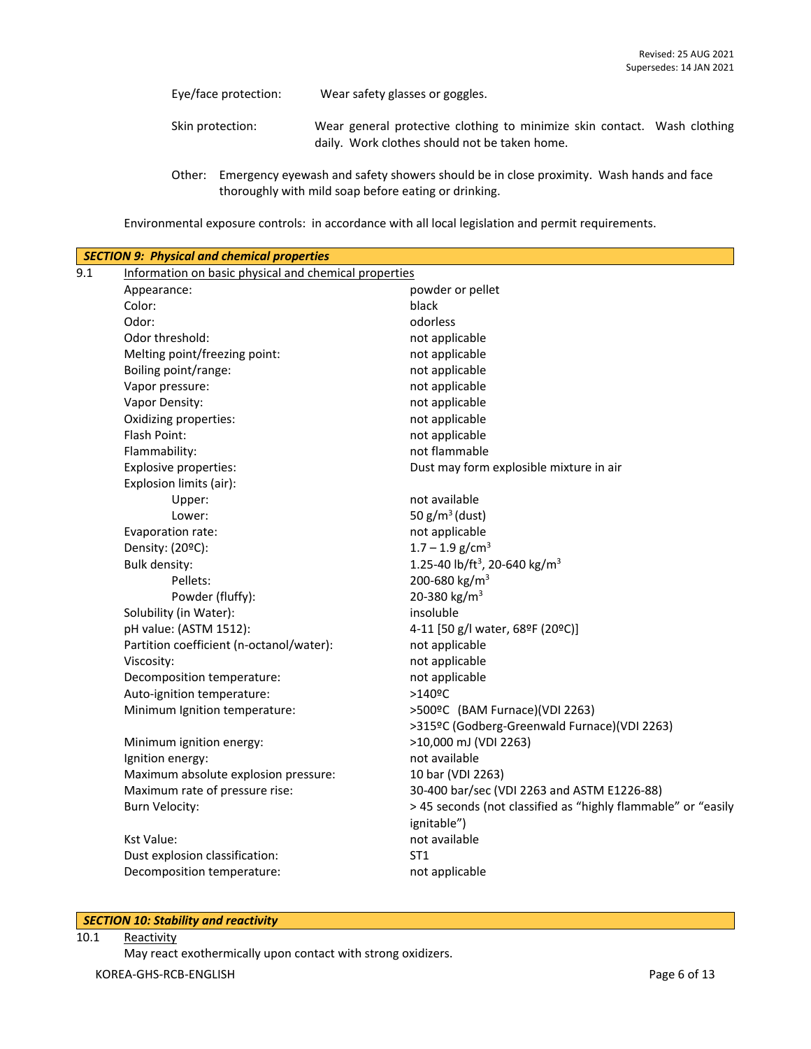Eye/face protection: Wear safety glasses or goggles.

Skin protection: Wear general protective clothing to minimize skin contact. Wash clothing daily. Work clothes should not be taken home.

Other: Emergency eyewash and safety showers should be in close proximity. Wash hands and face thoroughly with mild soap before eating or drinking.

Environmental exposure controls: in accordance with all local legislation and permit requirements.

## *SECTION 9: Physical and chemical properties*

9.1 Information on basic physical and chemical properties

| Property | Value |
|---|---|
| Appearance: | powder or pellet |
| Color: | black |
| Odor: | odorless |
| Odor threshold: | not applicable |
| Melting point/freezing point: | not applicable |
| Boiling point/range: | not applicable |
| Vapor pressure: | not applicable |
| Vapor Density: | not applicable |
| Oxidizing properties: | not applicable |
| Flash Point: | not applicable |
| Flammability: | not flammable |
| Explosive properties: | Dust may form explosible mixture in air |
| Explosion limits (air): | |
| Upper: | not available |
| Lower: | 50 g/m$^3$ (dust) |
| Evaporation rate: | not applicable |
| Density: (20ºC): | 1.7 – 1.9 g/cm$^3$ |
| Bulk density: | 1.25-40 lb/ft$^3$, 20-640 kg/m$^3$ |
| Pellets: | 200-680 kg/m$^3$ |
| Powder (fluffy): | 20-380 kg/m$^3$ |
| Solubility (in Water): | insoluble |
| pH value: (ASTM 1512): | 4-11 [50 g/l water, 68ºF (20ºC)] |
| Partition coefficient (n-octanol/water): | not applicable |
| Viscosity: | not applicable |
| Decomposition temperature: | not applicable |
| Auto-ignition temperature: | >140ºC |
| Minimum Ignition temperature: | >500ºC (BAM Furnace)(VDI 2263)<br>>315ºC (Godberg-Greenwald Furnace)(VDI 2263) |
| Minimum ignition energy: | >10,000 mJ (VDI 2263) |
| Ignition energy: | not available |
| Maximum absolute explosion pressure: | 10 bar (VDI 2263) |
| Maximum rate of pressure rise: | 30-400 bar/sec (VDI 2263 and ASTM E1226-88) |
| Burn Velocity: | > 45 seconds (not classified as "highly flammable" or "easily ignitable") |
| Kst Value: | not available |
| Dust explosion classification: | ST1 |
| Decomposition temperature: | not applicable |

## *SECTION 10: Stability and reactivity*

10.1 Reactivity

May react exothermically upon contact with strong oxidizers.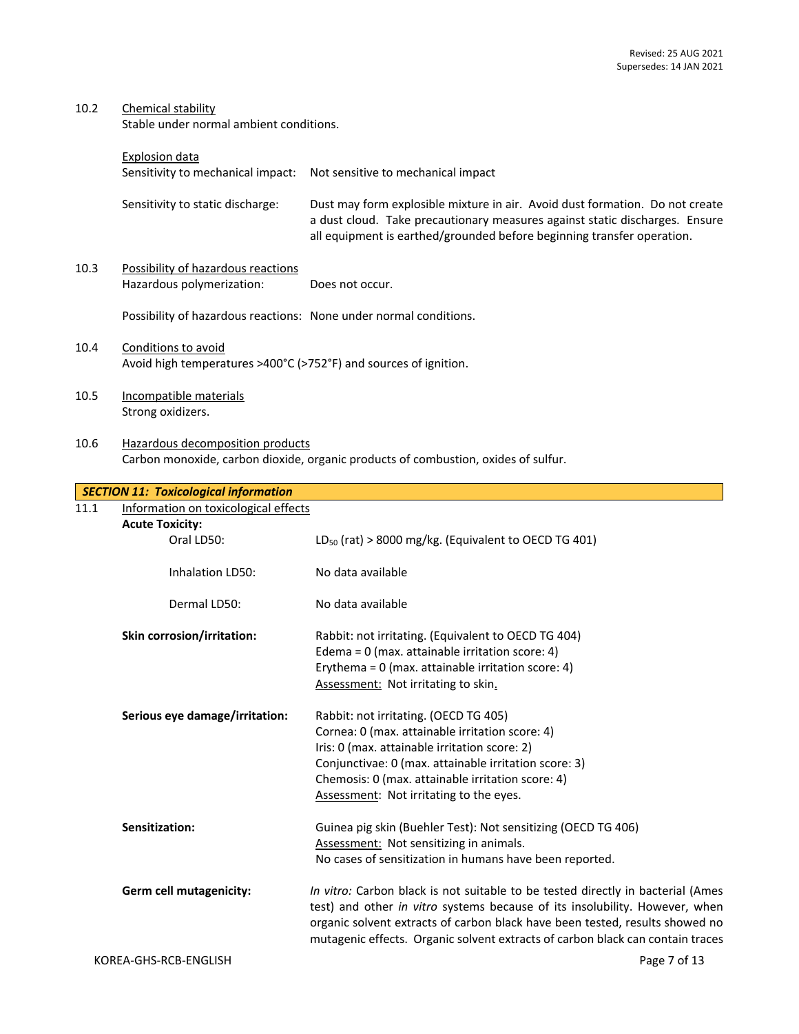10.2 Chemical stability

Stable under normal ambient conditions.

Explosion data

Sensitivity to mechanical impact: Not sensitive to mechanical impact

Sensitivity to static discharge: Dust may form explosible mixture in air. Avoid dust formation. Do not create a dust cloud. Take precautionary measures against static discharges. Ensure all equipment is earthed/grounded before beginning transfer operation.

10.3 Possibility of hazardous reactions

Hazardous polymerization: Does not occur.

Possibility of hazardous reactions: None under normal conditions.

10.4 Conditions to avoid

Avoid high temperatures >400°C (>752°F) and sources of ignition.

10.5 Incompatible materials

Strong oxidizers.

10.6 Hazardous decomposition products

Carbon monoxide, carbon dioxide, organic products of combustion, oxides of sulfur.

## *SECTION 11: Toxicological information*

11.1 Information on toxicological effects

**Acute Toxicity:**

Oral LD50: $LD_{50}$ (rat) > 8000 mg/kg. (Equivalent to OECD TG 401)

Inhalation LD50: No data available

Dermal LD50: No data available

**Skin corrosion/irritation:** Rabbit: not irritating. (Equivalent to OECD TG 404)
Edema = 0 (max. attainable irritation score: 4)
Erythema = 0 (max. attainable irritation score: 4)
Assessment: Not irritating to skin.

**Serious eye damage/irritation:** Rabbit: not irritating. (OECD TG 405)
Cornea: 0 (max. attainable irritation score: 4)
Iris: 0 (max. attainable irritation score: 2)
Conjunctivae: 0 (max. attainable irritation score: 3)
Chemosis: 0 (max. attainable irritation score: 4)
Assessment: Not irritating to the eyes.

**Sensitization:** Guinea pig skin (Buehler Test): Not sensitizing (OECD TG 406)
Assessment: Not sensitizing in animals.
No cases of sensitization in humans have been reported.

**Germ cell mutagenicity:** *In vitro:* Carbon black is not suitable to be tested directly in bacterial (Ames test) and other *in vitro* systems because of its insolubility. However, when organic solvent extracts of carbon black have been tested, results showed no mutagenic effects. Organic solvent extracts of carbon black can contain traces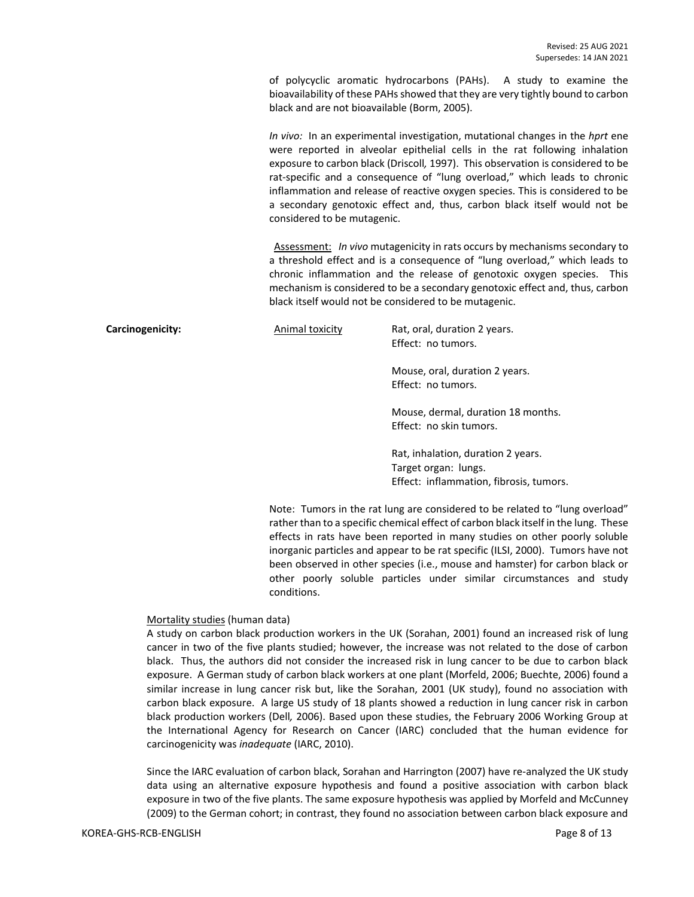of polycyclic aromatic hydrocarbons (PAHs). A study to examine the bioavailability of these PAHs showed that they are very tightly bound to carbon black and are not bioavailable (Borm, 2005).

*In vivo:* In an experimental investigation, mutational changes in the *hprt* ene were reported in alveolar epithelial cells in the rat following inhalation exposure to carbon black (Driscoll*,* 1997). This observation is considered to be rat-specific and a consequence of "lung overload," which leads to chronic inflammation and release of reactive oxygen species. This is considered to be a secondary genotoxic effect and, thus, carbon black itself would not be considered to be mutagenic.

Assessment: *In vivo* mutagenicity in rats occurs by mechanisms secondary to a threshold effect and is a consequence of "lung overload," which leads to chronic inflammation and the release of genotoxic oxygen species. This mechanism is considered to be a secondary genotoxic effect and, thus, carbon black itself would not be considered to be mutagenic.

**Carcinogenicity:**

Animal toxicity

Rat, oral, duration 2 years.
Effect: no tumors.

Mouse, oral, duration 2 years.
Effect: no tumors.

Mouse, dermal, duration 18 months.
Effect: no skin tumors.

Rat, inhalation, duration 2 years.
Target organ: lungs.
Effect: inflammation, fibrosis, tumors.

Note: Tumors in the rat lung are considered to be related to "lung overload" rather than to a specific chemical effect of carbon black itself in the lung. These effects in rats have been reported in many studies on other poorly soluble inorganic particles and appear to be rat specific (ILSI, 2000). Tumors have not been observed in other species (i.e., mouse and hamster) for carbon black or other poorly soluble particles under similar circumstances and study conditions.

Mortality studies (human data)

A study on carbon black production workers in the UK (Sorahan, 2001) found an increased risk of lung cancer in two of the five plants studied; however, the increase was not related to the dose of carbon black. Thus, the authors did not consider the increased risk in lung cancer to be due to carbon black exposure. A German study of carbon black workers at one plant (Morfeld, 2006; Buechte, 2006) found a similar increase in lung cancer risk but, like the Sorahan, 2001 (UK study), found no association with carbon black exposure. A large US study of 18 plants showed a reduction in lung cancer risk in carbon black production workers (Dell*,* 2006). Based upon these studies, the February 2006 Working Group at the International Agency for Research on Cancer (IARC) concluded that the human evidence for carcinogenicity was *inadequate* (IARC*,* 2010).

Since the IARC evaluation of carbon black, Sorahan and Harrington (2007) have re-analyzed the UK study data using an alternative exposure hypothesis and found a positive association with carbon black exposure in two of the five plants. The same exposure hypothesis was applied by Morfeld and McCunney (2009) to the German cohort; in contrast, they found no association between carbon black exposure and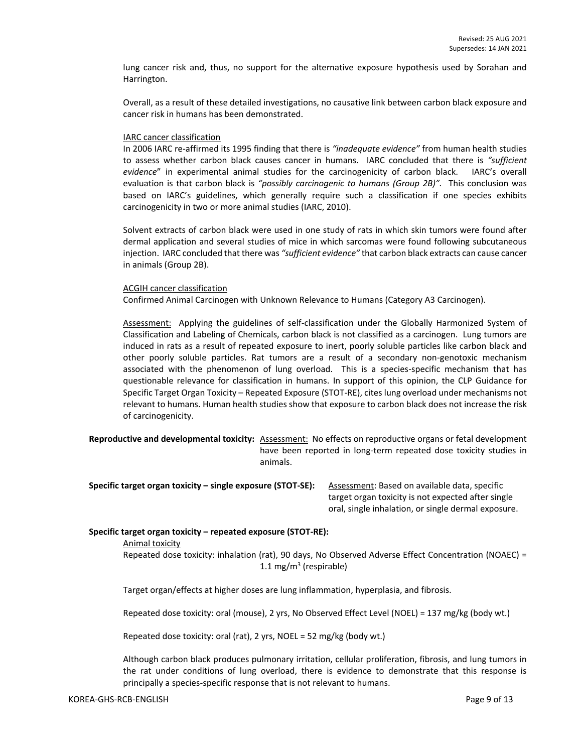lung cancer risk and, thus, no support for the alternative exposure hypothesis used by Sorahan and Harrington.

Overall, as a result of these detailed investigations, no causative link between carbon black exposure and cancer risk in humans has been demonstrated.

IARC cancer classification

In 2006 IARC re-affirmed its 1995 finding that there is *"inadequate evidence"* from human health studies to assess whether carbon black causes cancer in humans. IARC concluded that there is *"sufficient evidence*" in experimental animal studies for the carcinogenicity of carbon black. IARC's overall evaluation is that carbon black is *"possibly carcinogenic to humans (Group 2B)".* This conclusion was based on IARC's guidelines, which generally require such a classification if one species exhibits carcinogenicity in two or more animal studies (IARC, 2010).

Solvent extracts of carbon black were used in one study of rats in which skin tumors were found after dermal application and several studies of mice in which sarcomas were found following subcutaneous injection. IARC concluded that there was *"sufficient evidence"* that carbon black extracts can cause cancer in animals (Group 2B).

ACGIH cancer classification

Confirmed Animal Carcinogen with Unknown Relevance to Humans (Category A3 Carcinogen).

Assessment: Applying the guidelines of self-classification under the Globally Harmonized System of Classification and Labeling of Chemicals, carbon black is not classified as a carcinogen. Lung tumors are induced in rats as a result of repeated exposure to inert, poorly soluble particles like carbon black and other poorly soluble particles. Rat tumors are a result of a secondary non-genotoxic mechanism associated with the phenomenon of lung overload. This is a species-specific mechanism that has questionable relevance for classification in humans. In support of this opinion, the CLP Guidance for Specific Target Organ Toxicity – Repeated Exposure (STOT-RE), cites lung overload under mechanisms not relevant to humans. Human health studies show that exposure to carbon black does not increase the risk of carcinogenicity.

**Reproductive and developmental toxicity:** Assessment: No effects on reproductive organs or fetal development have been reported in long-term repeated dose toxicity studies in animals.

**Specific target organ toxicity – single exposure (STOT-SE):** Assessment: Based on available data, specific target organ toxicity is not expected after single oral, single inhalation, or single dermal exposure.

**Specific target organ toxicity – repeated exposure (STOT-RE):**

Animal toxicity

Repeated dose toxicity: inhalation (rat), 90 days, No Observed Adverse Effect Concentration (NOAEC) = 1.1 $mg/m^3$ (respirable)

Target organ/effects at higher doses are lung inflammation, hyperplasia, and fibrosis.

Repeated dose toxicity: oral (mouse), 2 yrs, No Observed Effect Level (NOEL) = 137 mg/kg (body wt.)

Repeated dose toxicity: oral (rat), 2 yrs, NOEL = 52 mg/kg (body wt.)

Although carbon black produces pulmonary irritation, cellular proliferation, fibrosis, and lung tumors in the rat under conditions of lung overload, there is evidence to demonstrate that this response is principally a species-specific response that is not relevant to humans.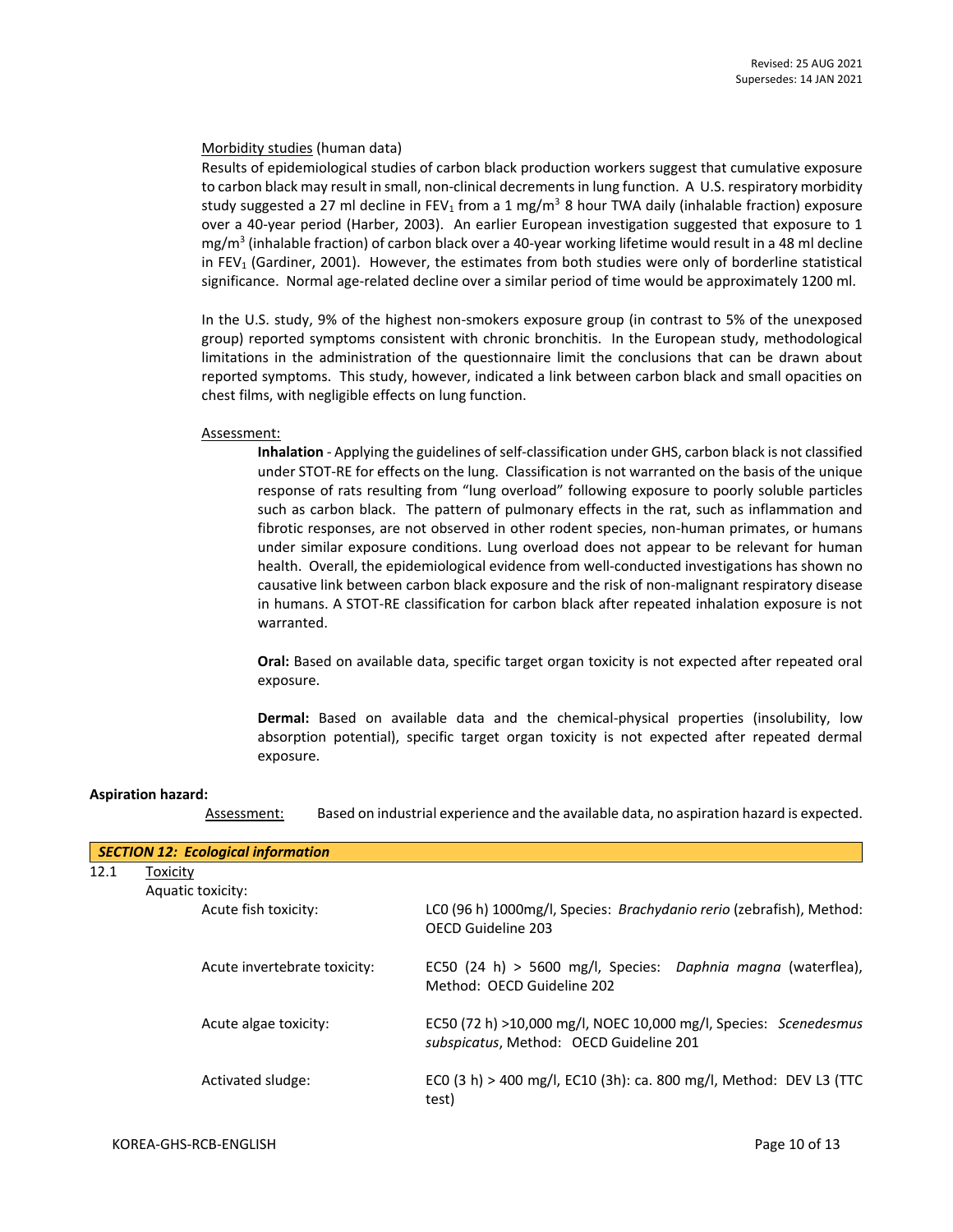Morbidity studies (human data)

Results of epidemiological studies of carbon black production workers suggest that cumulative exposure to carbon black may result in small, non-clinical decrements in lung function. A U.S. respiratory morbidity study suggested a 27 ml decline in $FEV_1$ from a 1 $mg/m^3$ 8 hour TWA daily (inhalable fraction) exposure over a 40-year period (Harber, 2003). An earlier European investigation suggested that exposure to 1 $mg/m^3$ (inhalable fraction) of carbon black over a 40-year working lifetime would result in a 48 ml decline in $FEV_1$ (Gardiner, 2001). However, the estimates from both studies were only of borderline statistical significance. Normal age-related decline over a similar period of time would be approximately 1200 ml.

In the U.S. study, 9% of the highest non-smokers exposure group (in contrast to 5% of the unexposed group) reported symptoms consistent with chronic bronchitis. In the European study, methodological limitations in the administration of the questionnaire limit the conclusions that can be drawn about reported symptoms. This study, however, indicated a link between carbon black and small opacities on chest films, with negligible effects on lung function.

Assessment:

**Inhalation** - Applying the guidelines of self-classification under GHS, carbon black is not classified under STOT-RE for effects on the lung. Classification is not warranted on the basis of the unique response of rats resulting from "lung overload" following exposure to poorly soluble particles such as carbon black. The pattern of pulmonary effects in the rat, such as inflammation and fibrotic responses, are not observed in other rodent species, non-human primates, or humans under similar exposure conditions. Lung overload does not appear to be relevant for human health. Overall, the epidemiological evidence from well-conducted investigations has shown no causative link between carbon black exposure and the risk of non-malignant respiratory disease in humans. A STOT-RE classification for carbon black after repeated inhalation exposure is not warranted.

**Oral:** Based on available data, specific target organ toxicity is not expected after repeated oral exposure.

**Dermal:** Based on available data and the chemical-physical properties (insolubility, low absorption potential), specific target organ toxicity is not expected after repeated dermal exposure.

**Aspiration hazard:**

Assessment: Based on industrial experience and the available data, no aspiration hazard is expected.

## *SECTION 12: Ecological information*

12.1 Toxicity

Aquatic toxicity:

| | |
|---|---|
| Acute fish toxicity: | LC0 (96 h) 1000mg/l, Species: *Brachydanio rerio* (zebrafish), Method: OECD Guideline 203 |
| Acute invertebrate toxicity: | EC50 (24 h) > 5600 mg/l, Species: *Daphnia magna* (waterflea), Method: OECD Guideline 202 |
| Acute algae toxicity: | EC50 (72 h) >10,000 mg/l, NOEC 10,000 mg/l, Species: *Scenedesmus subspicatus*, Method: OECD Guideline 201 |
| Activated sludge: | EC0 (3 h) > 400 mg/l, EC10 (3h): ca. 800 mg/l, Method: DEV L3 (TTC test) |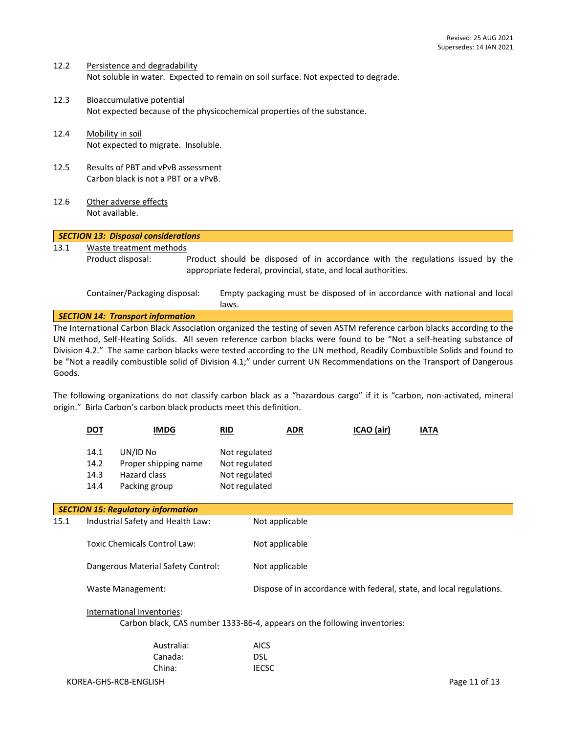12.2 Persistence and degradability
Not soluble in water. Expected to remain on soil surface. Not expected to degrade.

12.3 Bioaccumulative potential
Not expected because of the physicochemical properties of the substance.

12.4 Mobility in soil
Not expected to migrate. Insoluble.

12.5 Results of PBT and vPvB assessment
Carbon black is not a PBT or a vPvB.

12.6 Other adverse effects
Not available.

## SECTION 13: Disposal considerations

13.1 Waste treatment methods

Product disposal: Product should be disposed of in accordance with the regulations issued by the appropriate federal, provincial, state, and local authorities.

Container/Packaging disposal: Empty packaging must be disposed of in accordance with national and local laws.

## SECTION 14: Transport information

The International Carbon Black Association organized the testing of seven ASTM reference carbon blacks according to the UN method, Self-Heating Solids. All seven reference carbon blacks were found to be "Not a self-heating substance of Division 4.2." The same carbon blacks were tested according to the UN method, Readily Combustible Solids and found to be "Not a readily combustible solid of Division 4.1;" under current UN Recommendations on the Transport of Dangerous Goods.

The following organizations do not classify carbon black as a "hazardous cargo" if it is "carbon, non-activated, mineral origin." Birla Carbon's carbon black products meet this definition.

**DOT** **IMDG** **RID** **ADR** **ICAO (air)** **IATA**

| | | |
|---|---|---|
| 14.1 | UN/ID No | Not regulated |
| 14.2 | Proper shipping name | Not regulated |
| 14.3 | Hazard class | Not regulated |
| 14.4 | Packing group | Not regulated |

## SECTION 15: Regulatory information

15.1 Industrial Safety and Health Law: Not applicable

Toxic Chemicals Control Law: Not applicable

Dangerous Material Safety Control: Not applicable

Waste Management: Dispose of in accordance with federal, state, and local regulations.

International Inventories:

Carbon black, CAS number 1333-86-4, appears on the following inventories:

| | |
|---|---|
| Australia: | AICS |
| Canada: | DSL |
| China: | IECSC |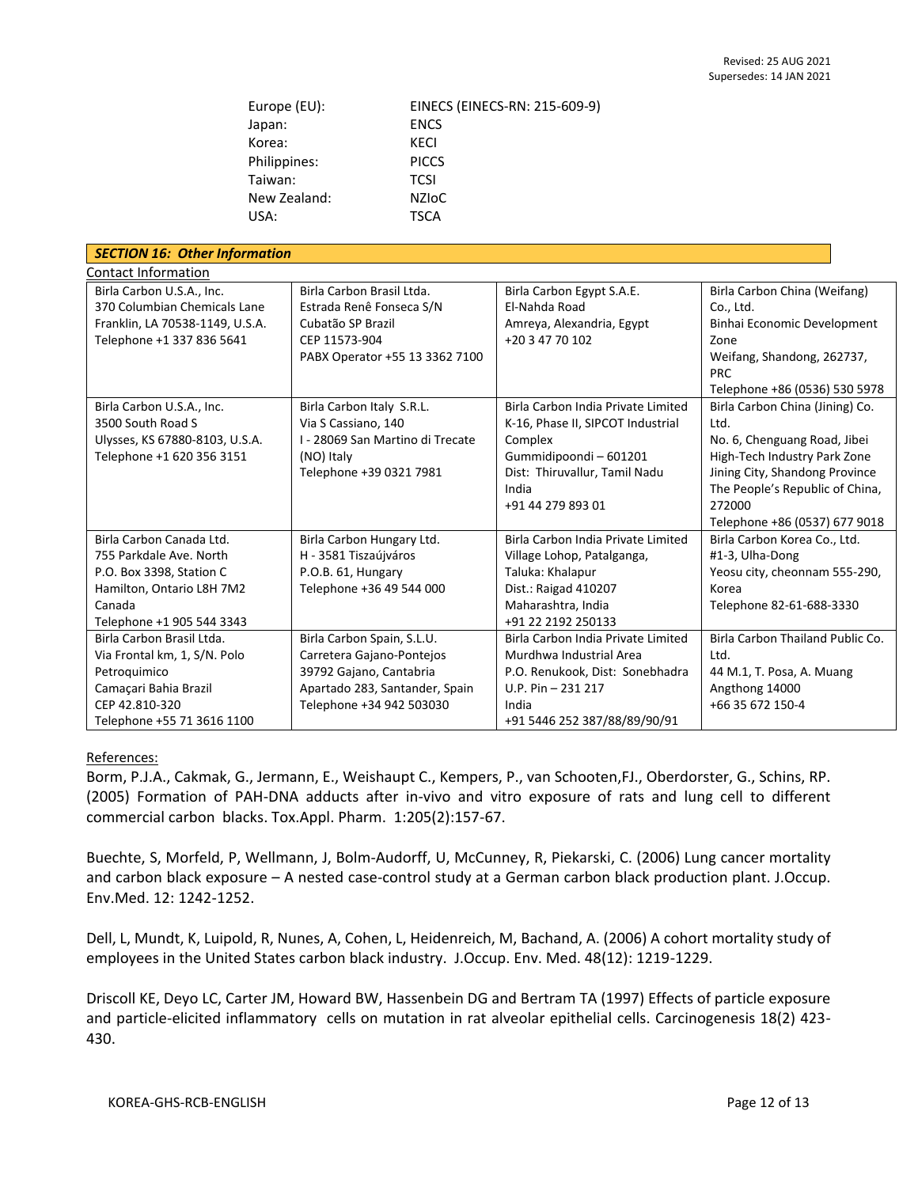| | |
|---|---|
| Europe (EU): | EINECS (EINECS-RN: 215-609-9) |
| Japan: | ENCS |
| Korea: | KECI |
| Philippines: | PICCS |
| Taiwan: | TCSI |
| New Zealand: | NZIoC |
| USA: | TSCA |

## *SECTION 16: Other Information*

Contact Information

| | | | |
|---|---|---|---|
| Birla Carbon U.S.A., Inc.<br>370 Columbian Chemicals Lane<br>Franklin, LA 70538-1149, U.S.A.<br>Telephone +1 337 836 5641 | Birla Carbon Brasil Ltda.<br>Estrada Renê Fonseca S/N<br>Cubatão SP Brazil<br>CEP 11573-904<br>PABX Operator +55 13 3362 7100 | Birla Carbon Egypt S.A.E.<br>El-Nahda Road<br>Amreya, Alexandria, Egypt<br>+20 3 47 70 102 | Birla Carbon China (Weifang) Co., Ltd.<br>Binhai Economic Development Zone<br>Weifang, Shandong, 262737, PRC<br>Telephone +86 (0536) 530 5978 |
| Birla Carbon U.S.A., Inc.<br>3500 South Road S<br>Ulysses, KS 67880-8103, U.S.A.<br>Telephone +1 620 356 3151 | Birla Carbon Italy S.R.L.<br>Via S Cassiano, 140<br>I - 28069 San Martino di Trecate (NO) Italy<br>Telephone +39 0321 7981 | Birla Carbon India Private Limited<br>K-16, Phase II, SIPCOT Industrial Complex<br>Gummidipoondi – 601201<br>Dist: Thiruvallur, Tamil Nadu<br>India<br>+91 44 279 893 01 | Birla Carbon China (Jining) Co. Ltd.<br>No. 6, Chenguang Road, Jibei High-Tech Industry Park Zone<br>Jining City, Shandong Province<br>The People's Republic of China, 272000<br>Telephone +86 (0537) 677 9018 |
| Birla Carbon Canada Ltd.<br>755 Parkdale Ave. North<br>P.O. Box 3398, Station C<br>Hamilton, Ontario L8H 7M2<br>Canada<br>Telephone +1 905 544 3343 | Birla Carbon Hungary Ltd.<br>H - 3581 Tiszaújváros<br>P.O.B. 61, Hungary<br>Telephone +36 49 544 000 | Birla Carbon India Private Limited<br>Village Lohop, Patalganga,<br>Taluka: Khalapur<br>Dist.: Raigad 410207<br>Maharashtra, India<br>+91 22 2192 250133 | Birla Carbon Korea Co., Ltd.<br>#1-3, Ulha-Dong<br>Yeosu city, cheonnam 555-290, Korea<br>Telephone 82-61-688-3330 |
| Birla Carbon Brasil Ltda.<br>Via Frontal km, 1, S/N. Polo Petroquimico<br>Camaçari Bahia Brazil<br>CEP 42.810-320<br>Telephone +55 71 3616 1100 | Birla Carbon Spain, S.L.U.<br>Carretera Gajano-Pontejos<br>39792 Gajano, Cantabria<br>Apartado 283, Santander, Spain<br>Telephone +34 942 503030 | Birla Carbon India Private Limited<br>Murdhwa Industrial Area<br>P.O. Renukook, Dist: Sonebhadra<br>U.P. Pin – 231 217<br>India<br>+91 5446 252 387/88/89/90/91 | Birla Carbon Thailand Public Co. Ltd.<br>44 M.1, T. Posa, A. Muang<br>Angthong 14000<br>+66 35 672 150-4 |

References:

Borm, P.J.A., Cakmak, G., Jermann, E., Weishaupt C., Kempers, P., van Schooten,FJ., Oberdorster, G., Schins, RP. (2005) Formation of PAH-DNA adducts after in-vivo and vitro exposure of rats and lung cell to different commercial carbon blacks. Tox.Appl. Pharm. 1:205(2):157-67.

Buechte, S, Morfeld, P, Wellmann, J, Bolm-Audorff, U, McCunney, R, Piekarski, C. (2006) Lung cancer mortality and carbon black exposure – A nested case-control study at a German carbon black production plant. J.Occup. Env.Med. 12: 1242-1252.

Dell, L, Mundt, K, Luipold, R, Nunes, A, Cohen, L, Heidenreich, M, Bachand, A. (2006) A cohort mortality study of employees in the United States carbon black industry. J.Occup. Env. Med. 48(12): 1219-1229.

Driscoll KE, Deyo LC, Carter JM, Howard BW, Hassenbein DG and Bertram TA (1997) Effects of particle exposure and particle-elicited inflammatory cells on mutation in rat alveolar epithelial cells. Carcinogenesis 18(2) 423-430.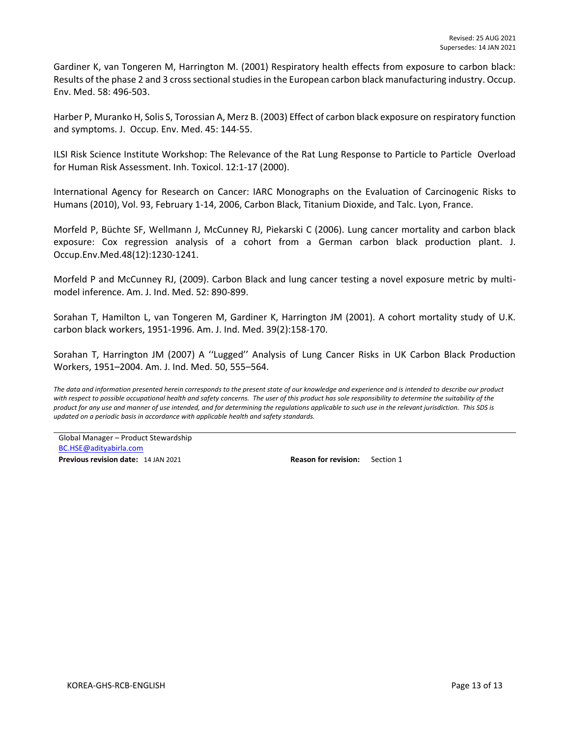Gardiner K, van Tongeren M, Harrington M. (2001) Respiratory health effects from exposure to carbon black: Results of the phase 2 and 3 cross sectional studies in the European carbon black manufacturing industry. Occup. Env. Med. 58: 496-503.

Harber P, Muranko H, Solis S, Torossian A, Merz B. (2003) Effect of carbon black exposure on respiratory function and symptoms. J. Occup. Env. Med. 45: 144-55.

ILSI Risk Science Institute Workshop: The Relevance of the Rat Lung Response to Particle to Particle Overload for Human Risk Assessment. Inh. Toxicol. 12:1-17 (2000).

International Agency for Research on Cancer: IARC Monographs on the Evaluation of Carcinogenic Risks to Humans (2010), Vol. 93, February 1-14, 2006, Carbon Black, Titanium Dioxide, and Talc. Lyon, France.

Morfeld P, Büchte SF, Wellmann J, McCunney RJ, Piekarski C (2006). Lung cancer mortality and carbon black exposure: Cox regression analysis of a cohort from a German carbon black production plant. J. Occup.Env.Med.48(12):1230-1241.

Morfeld P and McCunney RJ, (2009). Carbon Black and lung cancer testing a novel exposure metric by multi-model inference. Am. J. Ind. Med. 52: 890-899.

Sorahan T, Hamilton L, van Tongeren M, Gardiner K, Harrington JM (2001). A cohort mortality study of U.K. carbon black workers, 1951-1996. Am. J. Ind. Med. 39(2):158-170.

Sorahan T, Harrington JM (2007) A ''Lugged'' Analysis of Lung Cancer Risks in UK Carbon Black Production Workers, 1951–2004. Am. J. Ind. Med. 50, 555–564.

*The data and information presented herein corresponds to the present state of our knowledge and experience and is intended to describe our product with respect to possible occupational health and safety concerns. The user of this product has sole responsibility to determine the suitability of the product for any use and manner of use intended, and for determining the regulations applicable to such use in the relevant jurisdiction. This SDS is updated on a periodic basis in accordance with applicable health and safety standards.*

---

Global Manager – Product Stewardship
BC.HSE@adityabirla.com

**Previous revision date:** 14 JAN 2021 **Reason for revision:** Section 1